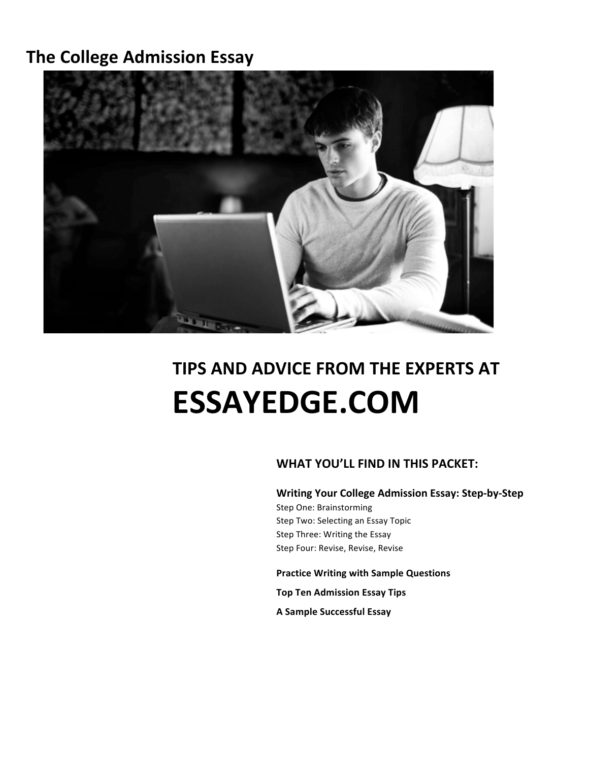# The College Admission Essay

## TIPS AND ADVICE FROM THE EXPERTS AT

# ESSAYEDGE.COM

### WHAT YOU'LL FIND IN THIS PACKET:

**Writing Your College Admission Essay: Step-by-Step**

Step One: Brainstorming
Step Two: Selecting an Essay Topic
Step Three: Writing the Essay
Step Four: Revise, Revise, Revise

**Practice Writing with Sample Questions**

**Top Ten Admission Essay Tips**

**A Sample Successful Essay**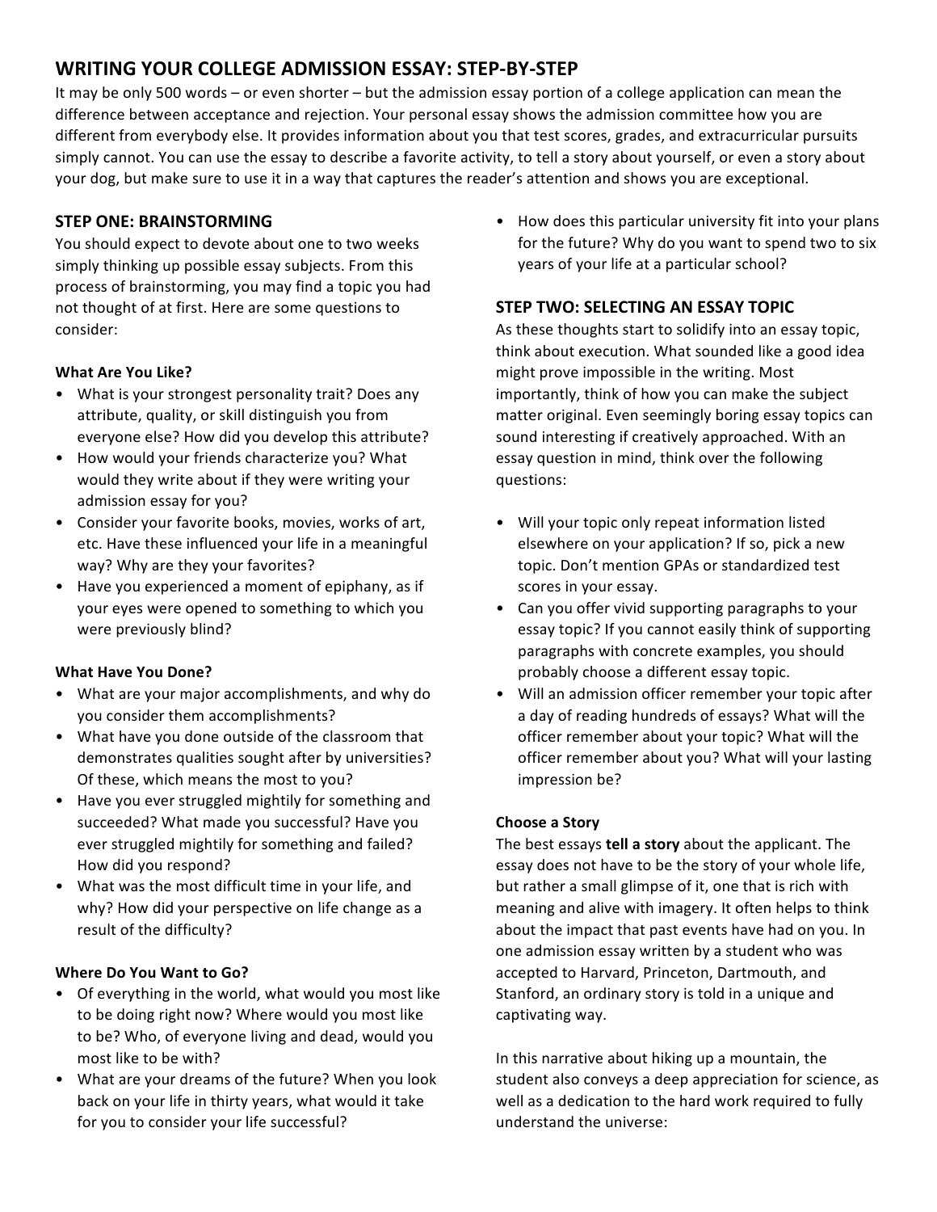## WRITING YOUR COLLEGE ADMISSION ESSAY: STEP-BY-STEP

It may be only 500 words – or even shorter – but the admission essay portion of a college application can mean the difference between acceptance and rejection. Your personal essay shows the admission committee how you are different from everybody else. It provides information about you that test scores, grades, and extracurricular pursuits simply cannot. You can use the essay to describe a favorite activity, to tell a story about yourself, or even a story about your dog, but make sure to use it in a way that captures the reader's attention and shows you are exceptional.

### STEP ONE: BRAINSTORMING

You should expect to devote about one to two weeks simply thinking up possible essay subjects. From this process of brainstorming, you may find a topic you had not thought of at first. Here are some questions to consider:

**What Are You Like?**

- What is your strongest personality trait? Does any attribute, quality, or skill distinguish you from everyone else? How did you develop this attribute?
- How would your friends characterize you? What would they write about if they were writing your admission essay for you?
- Consider your favorite books, movies, works of art, etc. Have these influenced your life in a meaningful way? Why are they your favorites?
- Have you experienced a moment of epiphany, as if your eyes were opened to something to which you were previously blind?

**What Have You Done?**

- What are your major accomplishments, and why do you consider them accomplishments?
- What have you done outside of the classroom that demonstrates qualities sought after by universities? Of these, which means the most to you?
- Have you ever struggled mightily for something and succeeded? What made you successful? Have you ever struggled mightily for something and failed? How did you respond?
- What was the most difficult time in your life, and why? How did your perspective on life change as a result of the difficulty?

**Where Do You Want to Go?**

- Of everything in the world, what would you most like to be doing right now? Where would you most like to be? Who, of everyone living and dead, would you most like to be with?
- What are your dreams of the future? When you look back on your life in thirty years, what would it take for you to consider your life successful?
- How does this particular university fit into your plans for the future? Why do you want to spend two to six years of your life at a particular school?

### STEP TWO: SELECTING AN ESSAY TOPIC

As these thoughts start to solidify into an essay topic, think about execution. What sounded like a good idea might prove impossible in the writing. Most importantly, think of how you can make the subject matter original. Even seemingly boring essay topics can sound interesting if creatively approached. With an essay question in mind, think over the following questions:

- Will your topic only repeat information listed elsewhere on your application? If so, pick a new topic. Don't mention GPAs or standardized test scores in your essay.
- Can you offer vivid supporting paragraphs to your essay topic? If you cannot easily think of supporting paragraphs with concrete examples, you should probably choose a different essay topic.
- Will an admission officer remember your topic after a day of reading hundreds of essays? What will the officer remember about your topic? What will the officer remember about you? What will your lasting impression be?

**Choose a Story**

The best essays **tell a story** about the applicant. The essay does not have to be the story of your whole life, but rather a small glimpse of it, one that is rich with meaning and alive with imagery. It often helps to think about the impact that past events have had on you. In one admission essay written by a student who was accepted to Harvard, Princeton, Dartmouth, and Stanford, an ordinary story is told in a unique and captivating way.

In this narrative about hiking up a mountain, the student also conveys a deep appreciation for science, as well as a dedication to the hard work required to fully understand the universe: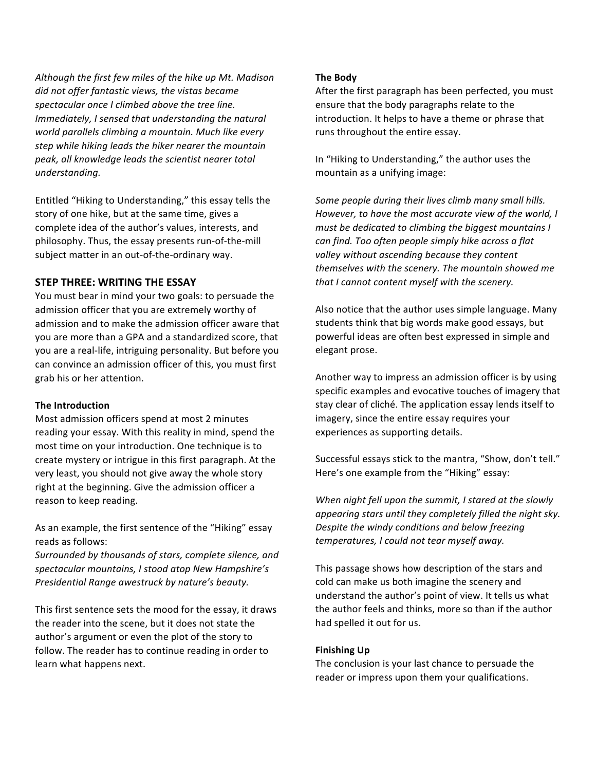*Although the first few miles of the hike up Mt. Madison did not offer fantastic views, the vistas became spectacular once I climbed above the tree line. Immediately, I sensed that understanding the natural world parallels climbing a mountain. Much like every step while hiking leads the hiker nearer the mountain peak, all knowledge leads the scientist nearer total understanding.*

Entitled "Hiking to Understanding," this essay tells the story of one hike, but at the same time, gives a complete idea of the author's values, interests, and philosophy. Thus, the essay presents run-of-the-mill subject matter in an out-of-the-ordinary way.

## STEP THREE: WRITING THE ESSAY

You must bear in mind your two goals: to persuade the admission officer that you are extremely worthy of admission and to make the admission officer aware that you are more than a GPA and a standardized score, that you are a real-life, intriguing personality. But before you can convince an admission officer of this, you must first grab his or her attention.

### The Introduction

Most admission officers spend at most 2 minutes reading your essay. With this reality in mind, spend the most time on your introduction. One technique is to create mystery or intrigue in this first paragraph. At the very least, you should not give away the whole story right at the beginning. Give the admission officer a reason to keep reading.

As an example, the first sentence of the "Hiking" essay reads as follows:
*Surrounded by thousands of stars, complete silence, and spectacular mountains, I stood atop New Hampshire's Presidential Range awestruck by nature's beauty.*

This first sentence sets the mood for the essay, it draws the reader into the scene, but it does not state the author's argument or even the plot of the story to follow. The reader has to continue reading in order to learn what happens next.

### The Body

After the first paragraph has been perfected, you must ensure that the body paragraphs relate to the introduction. It helps to have a theme or phrase that runs throughout the entire essay.

In "Hiking to Understanding," the author uses the mountain as a unifying image:

*Some people during their lives climb many small hills. However, to have the most accurate view of the world, I must be dedicated to climbing the biggest mountains I can find. Too often people simply hike across a flat valley without ascending because they content themselves with the scenery. The mountain showed me that I cannot content myself with the scenery.*

Also notice that the author uses simple language. Many students think that big words make good essays, but powerful ideas are often best expressed in simple and elegant prose.

Another way to impress an admission officer is by using specific examples and evocative touches of imagery that stay clear of cliché. The application essay lends itself to imagery, since the entire essay requires your experiences as supporting details.

Successful essays stick to the mantra, "Show, don't tell." Here's one example from the "Hiking" essay:

*When night fell upon the summit, I stared at the slowly appearing stars until they completely filled the night sky. Despite the windy conditions and below freezing temperatures, I could not tear myself away.*

This passage shows how description of the stars and cold can make us both imagine the scenery and understand the author's point of view. It tells us what the author feels and thinks, more so than if the author had spelled it out for us.

### Finishing Up

The conclusion is your last chance to persuade the reader or impress upon them your qualifications.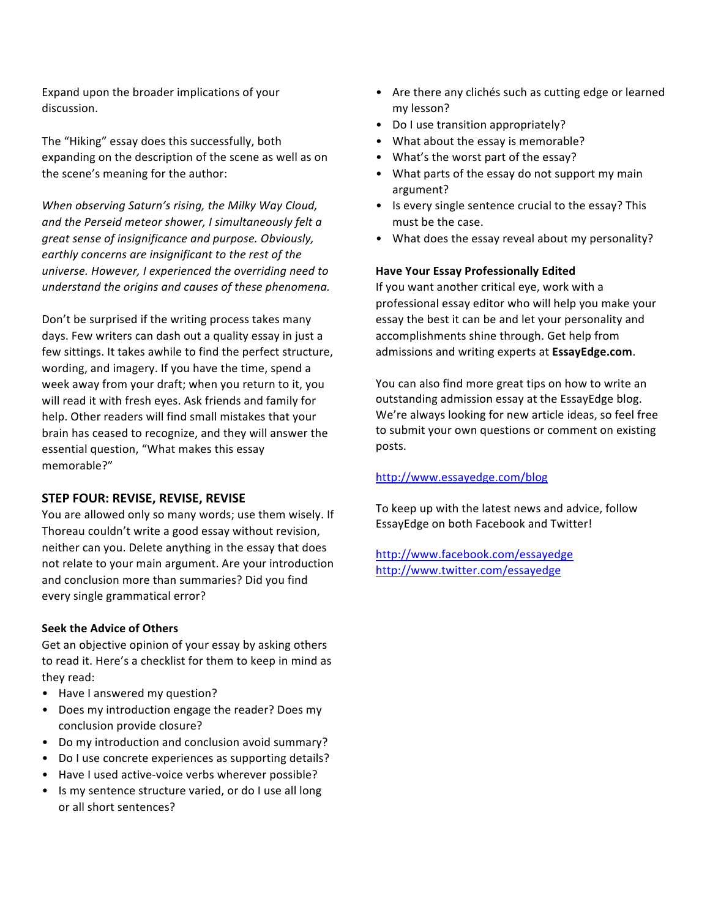Expand upon the broader implications of your discussion.

The "Hiking" essay does this successfully, both expanding on the description of the scene as well as on the scene's meaning for the author:

*When observing Saturn's rising, the Milky Way Cloud, and the Perseid meteor shower, I simultaneously felt a great sense of insignificance and purpose. Obviously, earthly concerns are insignificant to the rest of the universe. However, I experienced the overriding need to understand the origins and causes of these phenomena.*

Don't be surprised if the writing process takes many days. Few writers can dash out a quality essay in just a few sittings. It takes awhile to find the perfect structure, wording, and imagery. If you have the time, spend a week away from your draft; when you return to it, you will read it with fresh eyes. Ask friends and family for help. Other readers will find small mistakes that your brain has ceased to recognize, and they will answer the essential question, "What makes this essay memorable?"

## STEP FOUR: REVISE, REVISE, REVISE

You are allowed only so many words; use them wisely. If Thoreau couldn't write a good essay without revision, neither can you. Delete anything in the essay that does not relate to your main argument. Are your introduction and conclusion more than summaries? Did you find every single grammatical error?

### Seek the Advice of Others

Get an objective opinion of your essay by asking others to read it. Here's a checklist for them to keep in mind as they read:

- Have I answered my question?
- Does my introduction engage the reader? Does my conclusion provide closure?
- Do my introduction and conclusion avoid summary?
- Do I use concrete experiences as supporting details?
- Have I used active-voice verbs wherever possible?
- Is my sentence structure varied, or do I use all long or all short sentences?
- Are there any clichés such as cutting edge or learned my lesson?
- Do I use transition appropriately?
- What about the essay is memorable?
- What's the worst part of the essay?
- What parts of the essay do not support my main argument?
- Is every single sentence crucial to the essay? This must be the case.
- What does the essay reveal about my personality?

### Have Your Essay Professionally Edited

If you want another critical eye, work with a professional essay editor who will help you make your essay the best it can be and let your personality and accomplishments shine through. Get help from admissions and writing experts at **EssayEdge.com**.

You can also find more great tips on how to write an outstanding admission essay at the EssayEdge blog. We're always looking for new article ideas, so feel free to submit your own questions or comment on existing posts.

http://www.essayedge.com/blog

To keep up with the latest news and advice, follow EssayEdge on both Facebook and Twitter!

http://www.facebook.com/essayedge
http://www.twitter.com/essayedge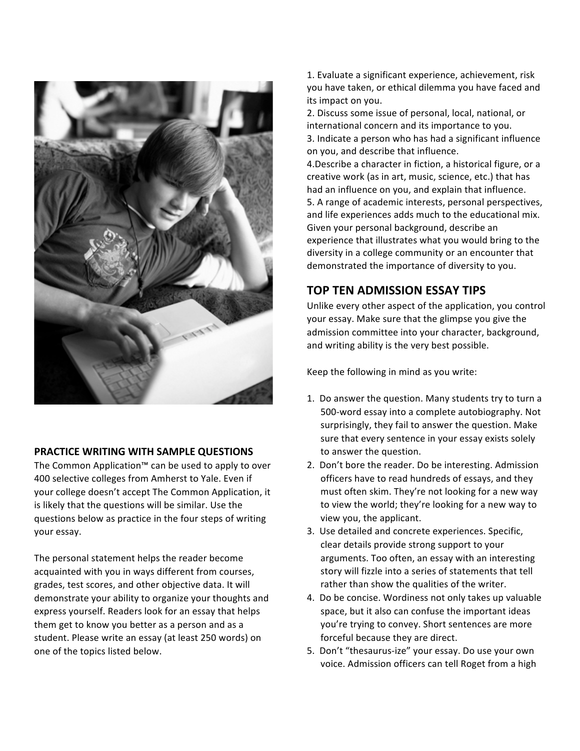## PRACTICE WRITING WITH SAMPLE QUESTIONS

The Common Application™ can be used to apply to over 400 selective colleges from Amherst to Yale. Even if your college doesn't accept The Common Application, it is likely that the questions will be similar. Use the questions below as practice in the four steps of writing your essay.

The personal statement helps the reader become acquainted with you in ways different from courses, grades, test scores, and other objective data. It will demonstrate your ability to organize your thoughts and express yourself. Readers look for an essay that helps them get to know you better as a person and as a student. Please write an essay (at least 250 words) on one of the topics listed below.

1. Evaluate a significant experience, achievement, risk you have taken, or ethical dilemma you have faced and its impact on you.
2. Discuss some issue of personal, local, national, or international concern and its importance to you.
3. Indicate a person who has had a significant influence on you, and describe that influence.
4. Describe a character in fiction, a historical figure, or a creative work (as in art, music, science, etc.) that has had an influence on you, and explain that influence.
5. A range of academic interests, personal perspectives, and life experiences adds much to the educational mix. Given your personal background, describe an experience that illustrates what you would bring to the diversity in a college community or an encounter that demonstrated the importance of diversity to you.

## TOP TEN ADMISSION ESSAY TIPS

Unlike every other aspect of the application, you control your essay. Make sure that the glimpse you give the admission committee into your character, background, and writing ability is the very best possible.

Keep the following in mind as you write:

1. Do answer the question. Many students try to turn a 500-word essay into a complete autobiography. Not surprisingly, they fail to answer the question. Make sure that every sentence in your essay exists solely to answer the question.
2. Don't bore the reader. Do be interesting. Admission officers have to read hundreds of essays, and they must often skim. They're not looking for a new way to view the world; they're looking for a new way to view you, the applicant.
3. Use detailed and concrete experiences. Specific, clear details provide strong support to your arguments. Too often, an essay with an interesting story will fizzle into a series of statements that tell rather than show the qualities of the writer.
4. Do be concise. Wordiness not only takes up valuable space, but it also can confuse the important ideas you're trying to convey. Short sentences are more forceful because they are direct.
5. Don't "thesaurus-ize" your essay. Do use your own voice. Admission officers can tell Roget from a high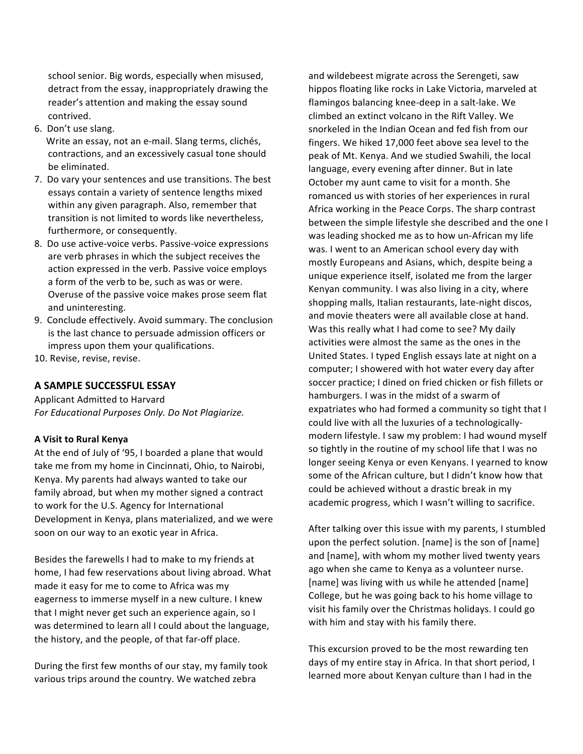school senior. Big words, especially when misused, detract from the essay, inappropriately drawing the reader's attention and making the essay sound contrived.

6. Don't use slang.
   Write an essay, not an e-mail. Slang terms, clichés, contractions, and an excessively casual tone should be eliminated.
7. Do vary your sentences and use transitions. The best essays contain a variety of sentence lengths mixed within any given paragraph. Also, remember that transition is not limited to words like nevertheless, furthermore, or consequently.
8. Do use active-voice verbs. Passive-voice expressions are verb phrases in which the subject receives the action expressed in the verb. Passive voice employs a form of the verb to be, such as was or were. Overuse of the passive voice makes prose seem flat and uninteresting.
9. Conclude effectively. Avoid summary. The conclusion is the last chance to persuade admission officers or impress upon them your qualifications.
10. Revise, revise, revise.

## A SAMPLE SUCCESSFUL ESSAY

Applicant Admitted to Harvard
*For Educational Purposes Only. Do Not Plagiarize.*

**A Visit to Rural Kenya**

At the end of July of '95, I boarded a plane that would take me from my home in Cincinnati, Ohio, to Nairobi, Kenya. My parents had always wanted to take our family abroad, but when my mother signed a contract to work for the U.S. Agency for International Development in Kenya, plans materialized, and we were soon on our way to an exotic year in Africa.

Besides the farewells I had to make to my friends at home, I had few reservations about living abroad. What made it easy for me to come to Africa was my eagerness to immerse myself in a new culture. I knew that I might never get such an experience again, so I was determined to learn all I could about the language, the history, and the people, of that far-off place.

During the first few months of our stay, my family took various trips around the country. We watched zebra and wildebeest migrate across the Serengeti, saw hippos floating like rocks in Lake Victoria, marveled at flamingos balancing knee-deep in a salt-lake. We climbed an extinct volcano in the Rift Valley. We snorkeled in the Indian Ocean and fed fish from our fingers. We hiked 17,000 feet above sea level to the peak of Mt. Kenya. And we studied Swahili, the local language, every evening after dinner. But in late October my aunt came to visit for a month. She romanced us with stories of her experiences in rural Africa working in the Peace Corps. The sharp contrast between the simple lifestyle she described and the one I was leading shocked me as to how un-African my life was. I went to an American school every day with mostly Europeans and Asians, which, despite being a unique experience itself, isolated me from the larger Kenyan community. I was also living in a city, where shopping malls, Italian restaurants, late-night discos, and movie theaters were all available close at hand. Was this really what I had come to see? My daily activities were almost the same as the ones in the United States. I typed English essays late at night on a computer; I showered with hot water every day after soccer practice; I dined on fried chicken or fish fillets or hamburgers. I was in the midst of a swarm of expatriates who had formed a community so tight that I could live with all the luxuries of a technologically-modern lifestyle. I saw my problem: I had wound myself so tightly in the routine of my school life that I was no longer seeing Kenya or even Kenyans. I yearned to know some of the African culture, but I didn't know how that could be achieved without a drastic break in my academic progress, which I wasn't willing to sacrifice.

After talking over this issue with my parents, I stumbled upon the perfect solution. [name] is the son of [name] and [name], with whom my mother lived twenty years ago when she came to Kenya as a volunteer nurse. [name] was living with us while he attended [name] College, but he was going back to his home village to visit his family over the Christmas holidays. I could go with him and stay with his family there.

This excursion proved to be the most rewarding ten days of my entire stay in Africa. In that short period, I learned more about Kenyan culture than I had in the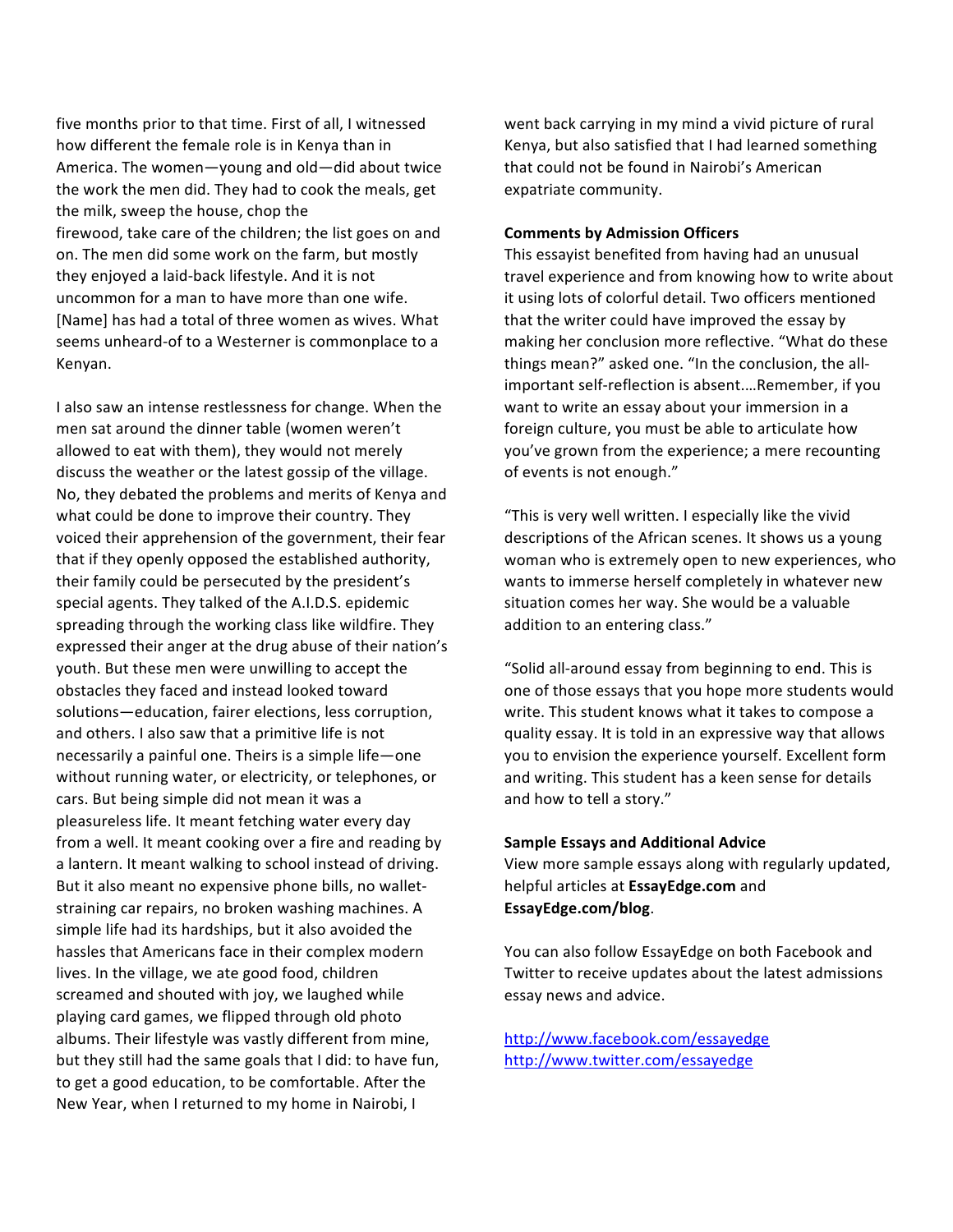five months prior to that time. First of all, I witnessed how different the female role is in Kenya than in America. The women—young and old—did about twice the work the men did. They had to cook the meals, get the milk, sweep the house, chop the firewood, take care of the children; the list goes on and on. The men did some work on the farm, but mostly they enjoyed a laid-back lifestyle. And it is not uncommon for a man to have more than one wife. [Name] has had a total of three women as wives. What seems unheard-of to a Westerner is commonplace to a Kenyan.

I also saw an intense restlessness for change. When the men sat around the dinner table (women weren't allowed to eat with them), they would not merely discuss the weather or the latest gossip of the village. No, they debated the problems and merits of Kenya and what could be done to improve their country. They voiced their apprehension of the government, their fear that if they openly opposed the established authority, their family could be persecuted by the president's special agents. They talked of the A.I.D.S. epidemic spreading through the working class like wildfire. They expressed their anger at the drug abuse of their nation's youth. But these men were unwilling to accept the obstacles they faced and instead looked toward solutions—education, fairer elections, less corruption, and others. I also saw that a primitive life is not necessarily a painful one. Theirs is a simple life—one without running water, or electricity, or telephones, or cars. But being simple did not mean it was a pleasureless life. It meant fetching water every day from a well. It meant cooking over a fire and reading by a lantern. It meant walking to school instead of driving. But it also meant no expensive phone bills, no wallet-straining car repairs, no broken washing machines. A simple life had its hardships, but it also avoided the hassles that Americans face in their complex modern lives. In the village, we ate good food, children screamed and shouted with joy, we laughed while playing card games, we flipped through old photo albums. Their lifestyle was vastly different from mine, but they still had the same goals that I did: to have fun, to get a good education, to be comfortable. After the New Year, when I returned to my home in Nairobi, I went back carrying in my mind a vivid picture of rural Kenya, but also satisfied that I had learned something that could not be found in Nairobi's American expatriate community.

**Comments by Admission Officers**

This essayist benefited from having had an unusual travel experience and from knowing how to write about it using lots of colorful detail. Two officers mentioned that the writer could have improved the essay by making her conclusion more reflective. "What do these things mean?" asked one. "In the conclusion, the all-important self-reflection is absent.…Remember, if you want to write an essay about your immersion in a foreign culture, you must be able to articulate how you've grown from the experience; a mere recounting of events is not enough."

"This is very well written. I especially like the vivid descriptions of the African scenes. It shows us a young woman who is extremely open to new experiences, who wants to immerse herself completely in whatever new situation comes her way. She would be a valuable addition to an entering class."

"Solid all-around essay from beginning to end. This is one of those essays that you hope more students would write. This student knows what it takes to compose a quality essay. It is told in an expressive way that allows you to envision the experience yourself. Excellent form and writing. This student has a keen sense for details and how to tell a story."

**Sample Essays and Additional Advice**

View more sample essays along with regularly updated, helpful articles at **EssayEdge.com** and **EssayEdge.com/blog**.

You can also follow EssayEdge on both Facebook and Twitter to receive updates about the latest admissions essay news and advice.

http://www.facebook.com/essayedge
http://www.twitter.com/essayedge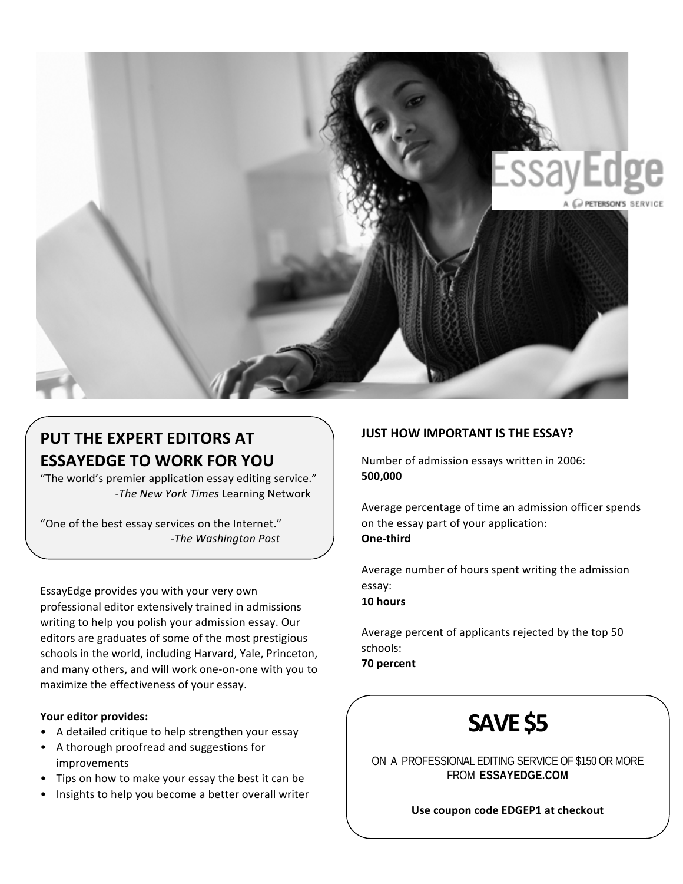EssayEdge

A PETERSON'S SERVICE

## PUT THE EXPERT EDITORS AT ESSAYEDGE TO WORK FOR YOU

"The world's premier application essay editing service."
-*The New York Times* Learning Network

"One of the best essay services on the Internet."
-*The Washington Post*

EssayEdge provides you with your very own professional editor extensively trained in admissions writing to help you polish your admission essay. Our editors are graduates of some of the most prestigious schools in the world, including Harvard, Yale, Princeton, and many others, and will work one-on-one with you to maximize the effectiveness of your essay.

**Your editor provides:**

- A detailed critique to help strengthen your essay
- A thorough proofread and suggestions for improvements
- Tips on how to make your essay the best it can be
- Insights to help you become a better overall writer

**JUST HOW IMPORTANT IS THE ESSAY?**

Number of admission essays written in 2006:
**500,000**

Average percentage of time an admission officer spends on the essay part of your application:
**One-third**

Average number of hours spent writing the admission essay:
**10 hours**

Average percent of applicants rejected by the top 50 schools:
**70 percent**

## SAVE $5

ON A PROFESSIONAL EDITING SERVICE OF $150 OR MORE FROM **ESSAYEDGE.COM**

**Use coupon code EDGEP1 at checkout**